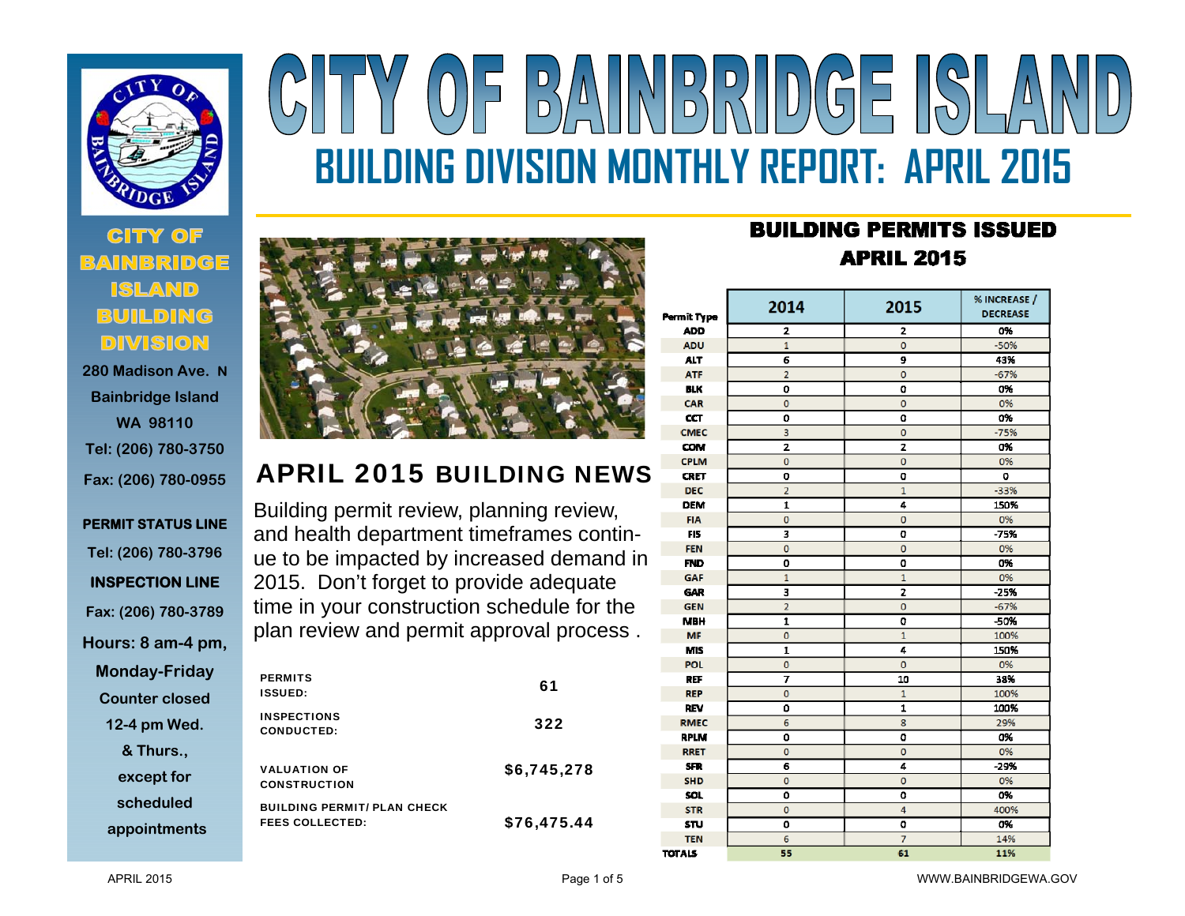# CITY OF BAINBRIDGE ISLAND

## BUILDING DIVISION MONTHLY REPORT: APRIL 2015

**CITY OF BAINBRIDGE ISLAND BUILDING DIVISION**

280 Madison Ave. N
Bainbridge Island
WA 98110
Tel: (206) 780-3750
Fax: (206) 780-0955

**PERMIT STATUS LINE**
Tel: (206) 780-3796

**INSPECTION LINE**
Fax: (206) 780-3789

Hours: 8 am-4 pm, Monday-Friday
Counter closed 12-4 pm Wed. & Thurs., except for scheduled appointments

## APRIL 2015 BUILDING NEWS

Building permit review, planning review, and health department timeframes continue to be impacted by increased demand in 2015. Don't forget to provide adequate time in your construction schedule for the plan review and permit approval process .

| | |
|---|---|
| PERMITS ISSUED: | 61 |
| INSPECTIONS CONDUCTED: | 322 |
| VALUATION OF CONSTRUCTION | $6,745,278 |
| BUILDING PERMIT/ PLAN CHECK FEES COLLECTED: | $76,475.44 |

## BUILDING PERMITS ISSUED APRIL 2015

| Permit Type | 2014 | 2015 | % INCREASE / DECREASE |
|---|---|---|---|
| ADD | 2 | 2 | 0% |
| ADU | 1 | 0 | -50% |
| ALT | 6 | 9 | 43% |
| ATF | 2 | 0 | -67% |
| BLK | 0 | 0 | 0% |
| CAR | 0 | 0 | 0% |
| CCT | 0 | 0 | 0% |
| CMEC | 3 | 0 | -75% |
| COM | 2 | 2 | 0% |
| CPLM | 0 | 0 | 0% |
| CRET | 0 | 0 | 0 |
| DEC | 2 | 1 | -33% |
| DEM | 1 | 4 | 150% |
| FIA | 0 | 0 | 0% |
| FIS | 3 | 0 | -75% |
| FEN | 0 | 0 | 0% |
| FND | 0 | 0 | 0% |
| GAF | 1 | 1 | 0% |
| GAR | 3 | 2 | -25% |
| GEN | 2 | 0 | -67% |
| MBH | 1 | 0 | -50% |
| MF | 0 | 1 | 100% |
| MIS | 1 | 4 | 150% |
| POL | 0 | 0 | 0% |
| REF | 7 | 10 | 38% |
| REP | 0 | 1 | 100% |
| REV | 0 | 1 | 100% |
| RMEC | 6 | 8 | 29% |
| RPLM | 0 | 0 | 0% |
| RRET | 0 | 0 | 0% |
| SFR | 6 | 4 | -29% |
| SHD | 0 | 0 | 0% |
| SOL | 0 | 0 | 0% |
| STR | 0 | 4 | 400% |
| STU | 0 | 0 | 0% |
| TEN | 6 | 7 | 14% |
| TOTALS | 55 | 61 | 11% |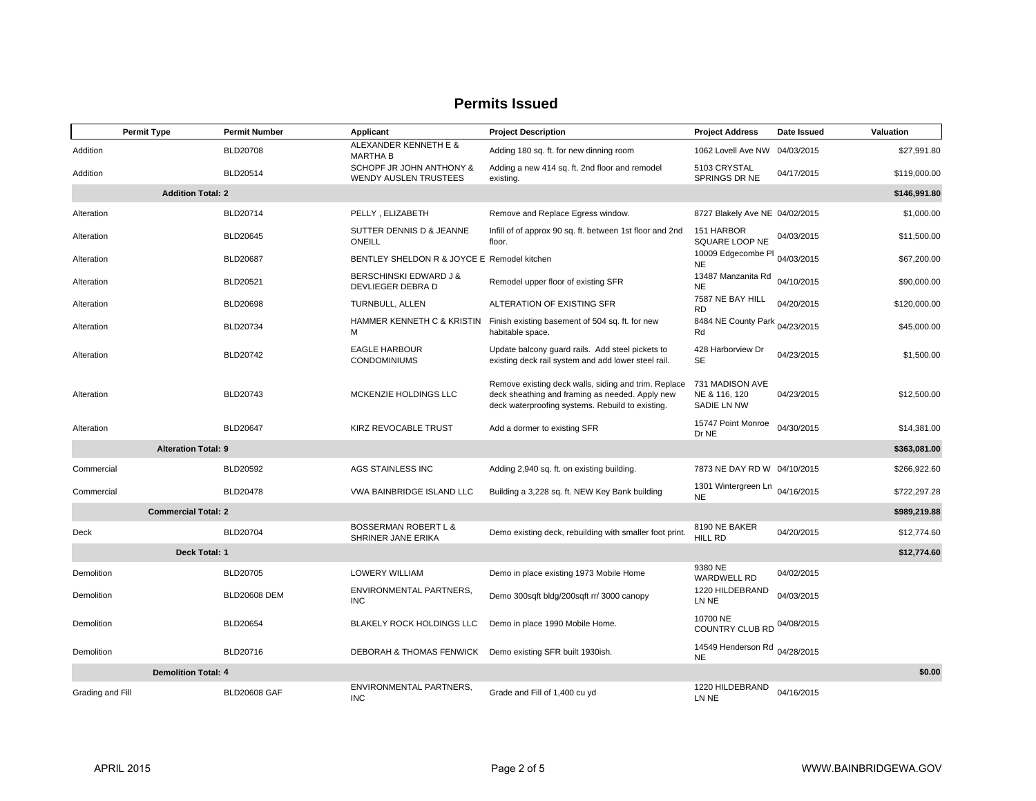## Permits Issued

| Permit Type | Permit Number | Applicant | Project Description | Project Address | Date Issued | Valuation |
|---|---|---|---|---|---|---|
| Addition | BLD20708 | ALEXANDER KENNETH E & MARTHA B | Adding 180 sq. ft. for new dinning room | 1062 Lovell Ave NW | 04/03/2015 | $27,991.80 |
| Addition | BLD20514 | SCHOPF JR JOHN ANTHONY & WENDY AUSLEN TRUSTEES | Adding a new 414 sq. ft. 2nd floor and remodel existing. | 5103 CRYSTAL SPRINGS DR NE | 04/17/2015 | $119,000.00 |
| **Addition Total: 2** | | | | | | **$146,991.80** |
| Alteration | BLD20714 | PELLY , ELIZABETH | Remove and Replace Egress window. | 8727 Blakely Ave NE | 04/02/2015 | $1,000.00 |
| Alteration | BLD20645 | SUTTER DENNIS D & JEANNE ONEILL | Infill of of approx 90 sq. ft. between 1st floor and 2nd floor. | 151 HARBOR SQUARE LOOP NE | 04/03/2015 | $11,500.00 |
| Alteration | BLD20687 | BENTLEY SHELDON R & JOYCE E | Remodel kitchen | 10009 Edgecombe Pl NE | 04/03/2015 | $67,200.00 |
| Alteration | BLD20521 | BERSCHINSKI EDWARD J & DEVLIEGER DEBRA D | Remodel upper floor of existing SFR | 13487 Manzanita Rd NE | 04/10/2015 | $90,000.00 |
| Alteration | BLD20698 | TURNBULL, ALLEN | ALTERATION OF EXISTING SFR | 7587 NE BAY HILL RD | 04/20/2015 | $120,000.00 |
| Alteration | BLD20734 | HAMMER KENNETH C & KRISTIN M | Finish existing basement of 504 sq. ft. for new habitable space. | 8484 NE County Park Rd | 04/23/2015 | $45,000.00 |
| Alteration | BLD20742 | EAGLE HARBOUR CONDOMINIUMS | Update balcony guard rails. Add steel pickets to existing deck rail system and add lower steel rail. | 428 Harborview Dr SE | 04/23/2015 | $1,500.00 |
| Alteration | BLD20743 | MCKENZIE HOLDINGS LLC | Remove existing deck walls, siding and trim. Replace deck sheathing and framing as needed. Apply new deck waterproofing systems. Rebuild to existing. | 731 MADISON AVE NE & 116, 120 SADIE LN NW | 04/23/2015 | $12,500.00 |
| Alteration | BLD20647 | KIRZ REVOCABLE TRUST | Add a dormer to existing SFR | 15747 Point Monroe Dr NE | 04/30/2015 | $14,381.00 |
| **Alteration Total: 9** | | | | | | **$363,081.00** |
| Commercial | BLD20592 | AGS STAINLESS INC | Adding 2,940 sq. ft. on existing building. | 7873 NE DAY RD W | 04/10/2015 | $266,922.60 |
| Commercial | BLD20478 | VWA BAINBRIDGE ISLAND LLC | Building a 3,228 sq. ft. NEW Key Bank building | 1301 Wintergreen Ln NE | 04/16/2015 | $722,297.28 |
| **Commercial Total: 2** | | | | | | **$989,219.88** |
| Deck | BLD20704 | BOSSERMAN ROBERT L & SHRINER JANE ERIKA | Demo existing deck, rebuilding with smaller foot print. | 8190 NE BAKER HILL RD | 04/20/2015 | $12,774.60 |
| **Deck Total: 1** | | | | | | **$12,774.60** |
| Demolition | BLD20705 | LOWERY WILLIAM | Demo in place existing 1973 Mobile Home | 9380 NE WARDWELL RD | 04/02/2015 | |
| Demolition | BLD20608 DEM | ENVIRONMENTAL PARTNERS, INC | Demo 300sqft bldg/200sqft rr/ 3000 canopy | 1220 HILDEBRAND LN NE | 04/03/2015 | |
| Demolition | BLD20654 | BLAKELY ROCK HOLDINGS LLC | Demo in place 1990 Mobile Home. | 10700 NE COUNTRY CLUB RD | 04/08/2015 | |
| Demolition | BLD20716 | DEBORAH & THOMAS FENWICK | Demo existing SFR built 1930ish. | 14549 Henderson Rd NE | 04/28/2015 | |
| **Demolition Total: 4** | | | | | | **$0.00** |
| Grading and Fill | BLD20608 GAF | ENVIRONMENTAL PARTNERS, INC | Grade and Fill of 1,400 cu yd | 1220 HILDEBRAND LN NE | 04/16/2015 | |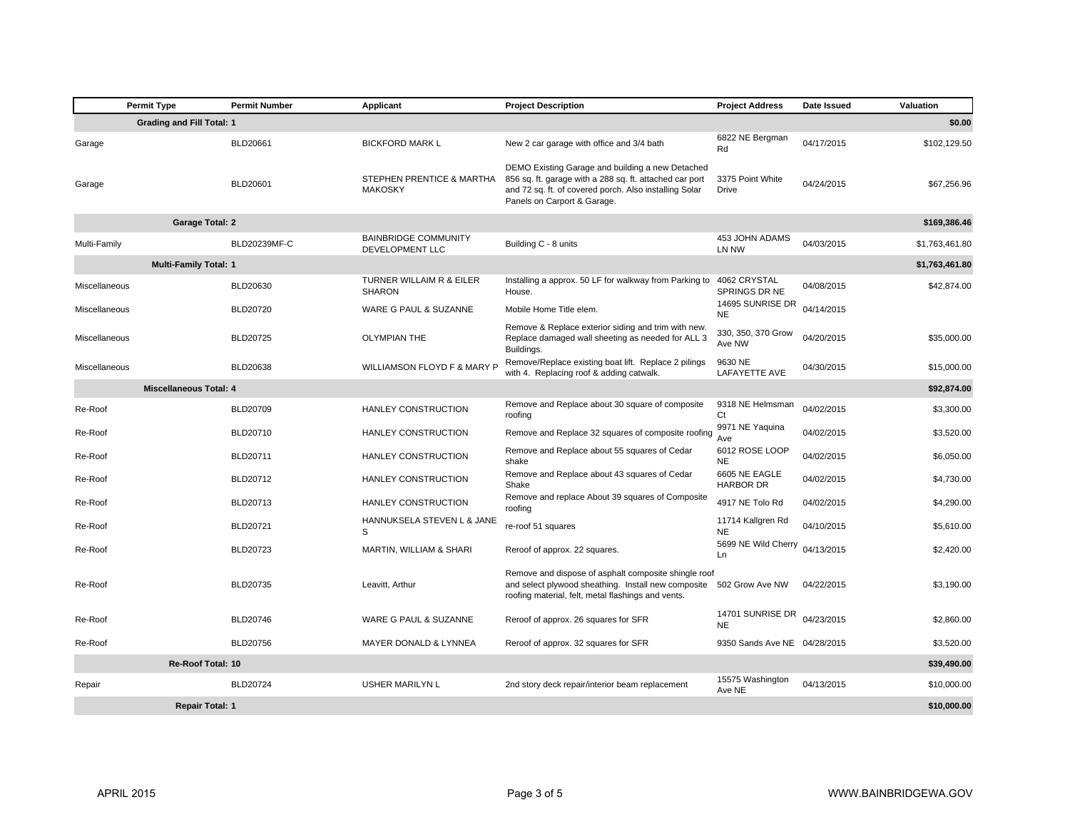| Permit Type | Permit Number | Applicant | Project Description | Project Address | Date Issued | Valuation |
|---|---|---|---|---|---|---|
| **Grading and Fill Total: 1** | | | | | | **$0.00** |
| Garage | BLD20661 | BICKFORD MARK L | New 2 car garage with office and 3/4 bath | 6822 NE Bergman Rd | 04/17/2015 | $102,129.50 |
| Garage | BLD20601 | STEPHEN PRENTICE & MARTHA MAKOSKY | DEMO Existing Garage and building a new Detached 856 sq. ft. garage with a 288 sq. ft. attached car port and 72 sq. ft. of covered porch. Also installing Solar Panels on Carport & Garage. | 3375 Point White Drive | 04/24/2015 | $67,256.96 |
| **Garage Total: 2** | | | | | | **$169,386.46** |
| Multi-Family | BLD20239MF-C | BAINBRIDGE COMMUNITY DEVELOPMENT LLC | Building C - 8 units | 453 JOHN ADAMS LN NW | 04/03/2015 | $1,763,461.80 |
| **Multi-Family Total: 1** | | | | | | **$1,763,461.80** |
| Miscellaneous | BLD20630 | TURNER WILLAIM R & EILER SHARON | Installing a approx. 50 LF for walkway from Parking to House. | 4062 CRYSTAL SPRINGS DR NE | 04/08/2015 | $42,874.00 |
| Miscellaneous | BLD20720 | WARE G PAUL & SUZANNE | Mobile Home Title elem. | 14695 SUNRISE DR NE | 04/14/2015 | |
| Miscellaneous | BLD20725 | OLYMPIAN THE | Remove & Replace exterior siding and trim with new. Replace damaged wall sheeting as needed for ALL 3 Buildings. | 330, 350, 370 Grow Ave NW | 04/20/2015 | $35,000.00 |
| Miscellaneous | BLD20638 | WILLIAMSON FLOYD F & MARY P | Remove/Replace existing boat lift. Replace 2 pilings with 4. Replacing roof & adding catwalk. | 9630 NE LAFAYETTE AVE | 04/30/2015 | $15,000.00 |
| **Miscellaneous Total: 4** | | | | | | **$92,874.00** |
| Re-Roof | BLD20709 | HANLEY CONSTRUCTION | Remove and Replace about 30 square of composite roofing | 9318 NE Helmsman Ct | 04/02/2015 | $3,300.00 |
| Re-Roof | BLD20710 | HANLEY CONSTRUCTION | Remove and Replace 32 squares of composite roofing | 9971 NE Yaquina Ave | 04/02/2015 | $3,520.00 |
| Re-Roof | BLD20711 | HANLEY CONSTRUCTION | Remove and Replace about 55 squares of Cedar shake | 6012 ROSE LOOP NE | 04/02/2015 | $6,050.00 |
| Re-Roof | BLD20712 | HANLEY CONSTRUCTION | Remove and Replace about 43 squares of Cedar Shake | 6605 NE EAGLE HARBOR DR | 04/02/2015 | $4,730.00 |
| Re-Roof | BLD20713 | HANLEY CONSTRUCTION | Remove and replace About 39 squares of Composite roofing | 4917 NE Tolo Rd | 04/02/2015 | $4,290.00 |
| Re-Roof | BLD20721 | HANNUKSELA STEVEN L & JANE S | re-roof 51 squares | 11714 Kallgren Rd NE | 04/10/2015 | $5,610.00 |
| Re-Roof | BLD20723 | MARTIN, WILLIAM & SHARI | Reroof of approx. 22 squares. | 5699 NE Wild Cherry Ln | 04/13/2015 | $2,420.00 |
| Re-Roof | BLD20735 | Leavitt, Arthur | Remove and dispose of asphalt composite shingle roof and select plywood sheathing. Install new composite roofing material, felt, metal flashings and vents. | 502 Grow Ave NW | 04/22/2015 | $3,190.00 |
| Re-Roof | BLD20746 | WARE G PAUL & SUZANNE | Reroof of approx. 26 squares for SFR | 14701 SUNRISE DR NE | 04/23/2015 | $2,860.00 |
| Re-Roof | BLD20756 | MAYER DONALD & LYNNEA | Reroof of approx. 32 squares for SFR | 9350 Sands Ave NE | 04/28/2015 | $3,520.00 |
| **Re-Roof Total: 10** | | | | | | **$39,490.00** |
| Repair | BLD20724 | USHER MARILYN L | 2nd story deck repair/interior beam replacement | 15575 Washington Ave NE | 04/13/2015 | $10,000.00 |
| **Repair Total: 1** | | | | | | **$10,000.00** |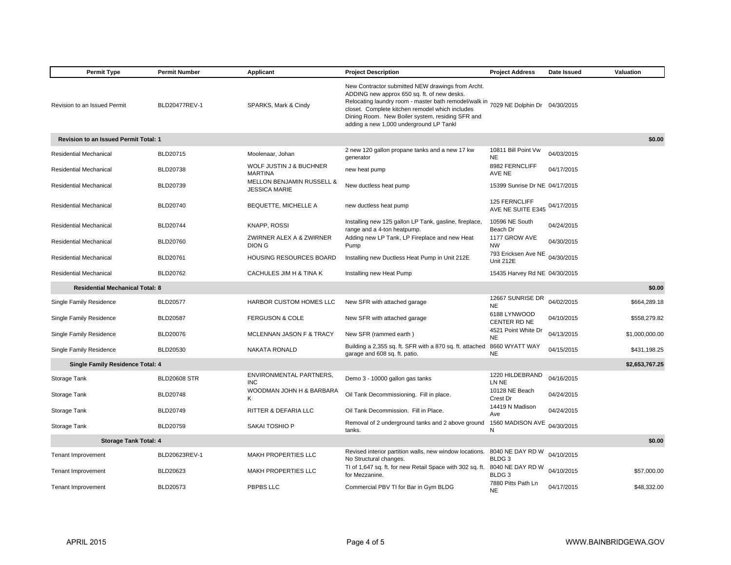| Permit Type | Permit Number | Applicant | Project Description | Project Address | Date Issued | Valuation |
|---|---|---|---|---|---|---|
| Revision to an Issued Permit | BLD20477REV-1 | SPARKS, Mark & Cindy | New Contractor submitted NEW drawings from Archt. ADDING new approx 650 sq. ft. of new desks. Relocating laundry room - master bath remodel/walk in closet. Complete kitchen remodel which includes Dining Room. New Boiler system, residing SFR and adding a new 1,000 underground LP Tankl | 7029 NE Dolphin Dr | 04/30/2015 | |
| **Revision to an Issued Permit Total: 1** | | | | | | **$0.00** |
| Residential Mechanical | BLD20715 | Moolenaar, Johan | 2 new 120 gallon propane tanks and a new 17 kw generator | 10811 Bill Point Vw NE | 04/03/2015 | |
| Residential Mechanical | BLD20738 | WOLF JUSTIN J & BUCHNER MARTINA | new heat pump | 8982 FERNCLIFF AVE NE | 04/17/2015 | |
| Residential Mechanical | BLD20739 | MELLON BENJAMIN RUSSELL & JESSICA MARIE | New ductless heat pump | 15399 Sunrise Dr NE | 04/17/2015 | |
| Residential Mechanical | BLD20740 | BEQUETTE, MICHELLE A | new ductless heat pump | 125 FERNCLIFF AVE NE SUITE E345 | 04/17/2015 | |
| Residential Mechanical | BLD20744 | KNAPP, ROSSI | Installing new 125 gallon LP Tank, gasline, fireplace, range and a 4-ton heatpump. | 10596 NE South Beach Dr | 04/24/2015 | |
| Residential Mechanical | BLD20760 | ZWIRNER ALEX A & ZWIRNER DION G | Adding new LP Tank, LP Fireplace and new Heat Pump | 1177 GROW AVE NW | 04/30/2015 | |
| Residential Mechanical | BLD20761 | HOUSING RESOURCES BOARD | Installing new Ductless Heat Pump in Unit 212E | 793 Ericksen Ave NE Unit 212E | 04/30/2015 | |
| Residential Mechanical | BLD20762 | CACHULES JIM H & TINA K | Installing new Heat Pump | 15435 Harvey Rd NE | 04/30/2015 | |
| **Residential Mechanical Total: 8** | | | | | | **$0.00** |
| Single Family Residence | BLD20577 | HARBOR CUSTOM HOMES LLC | New SFR with attached garage | 12667 SUNRISE DR NE | 04/02/2015 | $664,289.18 |
| Single Family Residence | BLD20587 | FERGUSON & COLE | New SFR with attached garage | 6188 LYNWOOD CENTER RD NE | 04/10/2015 | $558,279.82 |
| Single Family Residence | BLD20076 | MCLENNAN JASON F & TRACY | New SFR (rammed earth ) | 4521 Point White Dr NE | 04/13/2015 | $1,000,000.00 |
| Single Family Residence | BLD20530 | NAKATA RONALD | Building a 2,355 sq. ft. SFR with a 870 sq. ft. attached garage and 608 sq. ft. patio. | 8660 WYATT WAY NE | 04/15/2015 | $431,198.25 |
| **Single Family Residence Total: 4** | | | | | | **$2,653,767.25** |
| Storage Tank | BLD20608 STR | ENVIRONMENTAL PARTNERS, INC | Demo 3 - 10000 gallon gas tanks | 1220 HILDEBRAND LN NE | 04/16/2015 | |
| Storage Tank | BLD20748 | WOODMAN JOHN H & BARBARA K | Oil Tank Decommissioning. Fill in place. | 10128 NE Beach Crest Dr | 04/24/2015 | |
| Storage Tank | BLD20749 | RITTER & DEFARIA LLC | Oil Tank Decommission. Fill in Place. | 14419 N Madison Ave | 04/24/2015 | |
| Storage Tank | BLD20759 | SAKAI TOSHIO P | Removal of 2 underground tanks and 2 above ground tanks. | 1560 MADISON AVE N | 04/30/2015 | |
| **Storage Tank Total: 4** | | | | | | **$0.00** |
| Tenant Improvement | BLD20623REV-1 | MAKH PROPERTIES LLC | Revised interior partition walls, new window locations. No Structural changes. | 8040 NE DAY RD W BLDG 3 | 04/10/2015 | |
| Tenant Improvement | BLD20623 | MAKH PROPERTIES LLC | TI of 1,647 sq. ft. for new Retail Space with 302 sq. ft. for Mezzanine. | 8040 NE DAY RD W BLDG 3 | 04/10/2015 | $57,000.00 |
| Tenant Improvement | BLD20573 | PBPBS LLC | Commercial PBV TI for Bar in Gym BLDG | 7880 Pitts Path Ln NE | 04/17/2015 | $48,332.00 |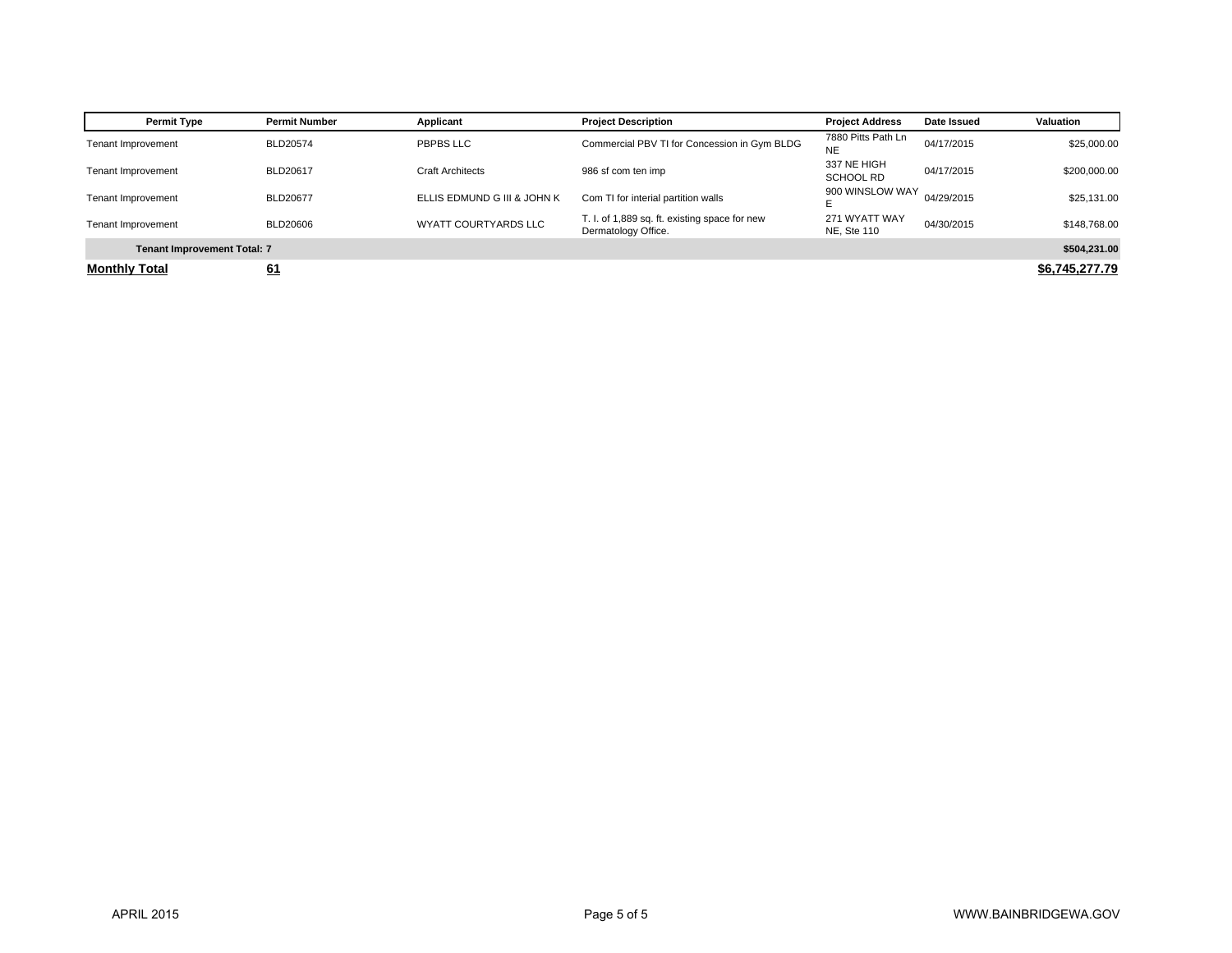| Permit Type | Permit Number | Applicant | Project Description | Project Address | Date Issued | Valuation |
|---|---|---|---|---|---|---|
| Tenant Improvement | BLD20574 | PBPBS LLC | Commercial PBV TI for Concession in Gym BLDG | 7880 Pitts Path Ln NE | 04/17/2015 | $25,000.00 |
| Tenant Improvement | BLD20617 | Craft Architects | 986 sf com ten imp | 337 NE HIGH SCHOOL RD | 04/17/2015 | $200,000.00 |
| Tenant Improvement | BLD20677 | ELLIS EDMUND G III & JOHN K | Com TI for interial partition walls | 900 WINSLOW WAY E | 04/29/2015 | $25,131.00 |
| Tenant Improvement | BLD20606 | WYATT COURTYARDS LLC | T. I. of 1,889 sq. ft. existing space for new Dermatology Office. | 271 WYATT WAY NE, Ste 110 | 04/30/2015 | $148,768.00 |
| **Tenant Improvement Total: 7** | | | | | | **$504,231.00** |
| **Monthly Total** | **61** | | | | | **$6,745,277.79** |